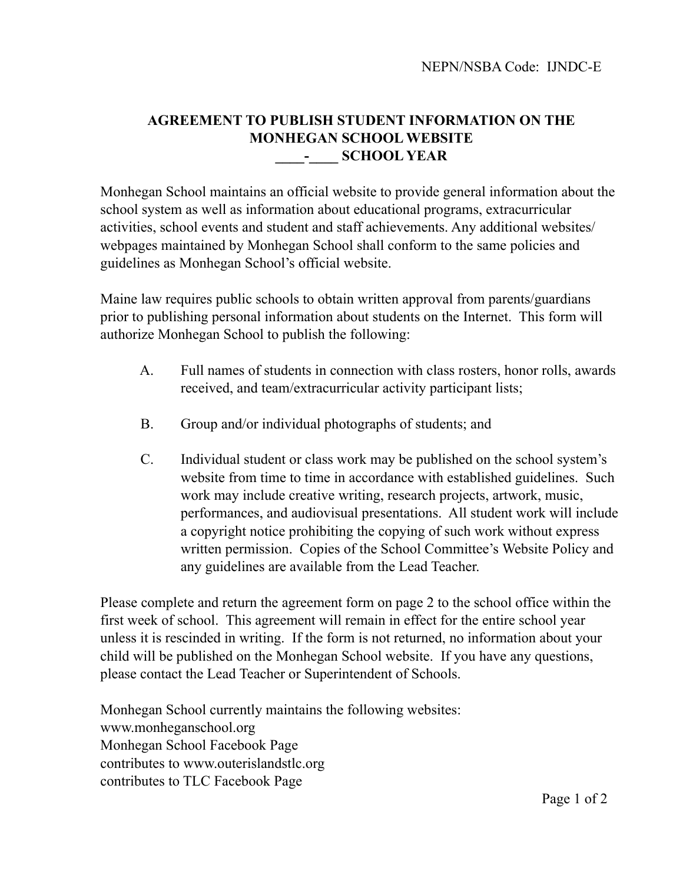NEPN/NSBA Code: IJNDC-E

# AGREEMENT TO PUBLISH STUDENT INFORMATION ON THE MONHEGAN SCHOOL WEBSITE ____-____ SCHOOL YEAR

Monhegan School maintains an official website to provide general information about the school system as well as information about educational programs, extracurricular activities, school events and student and staff achievements. Any additional websites/ webpages maintained by Monhegan School shall conform to the same policies and guidelines as Monhegan School's official website.

Maine law requires public schools to obtain written approval from parents/guardians prior to publishing personal information about students on the Internet. This form will authorize Monhegan School to publish the following:

A. Full names of students in connection with class rosters, honor rolls, awards received, and team/extracurricular activity participant lists;

B. Group and/or individual photographs of students; and

C. Individual student or class work may be published on the school system's website from time to time in accordance with established guidelines. Such work may include creative writing, research projects, artwork, music, performances, and audiovisual presentations. All student work will include a copyright notice prohibiting the copying of such work without express written permission. Copies of the School Committee's Website Policy and any guidelines are available from the Lead Teacher.

Please complete and return the agreement form on page 2 to the school office within the first week of school. This agreement will remain in effect for the entire school year unless it is rescinded in writing. If the form is not returned, no information about your child will be published on the Monhegan School website. If you have any questions, please contact the Lead Teacher or Superintendent of Schools.

Monhegan School currently maintains the following websites:
www.monheganschool.org
Monhegan School Facebook Page
contributes to www.outerislandstlc.org
contributes to TLC Facebook Page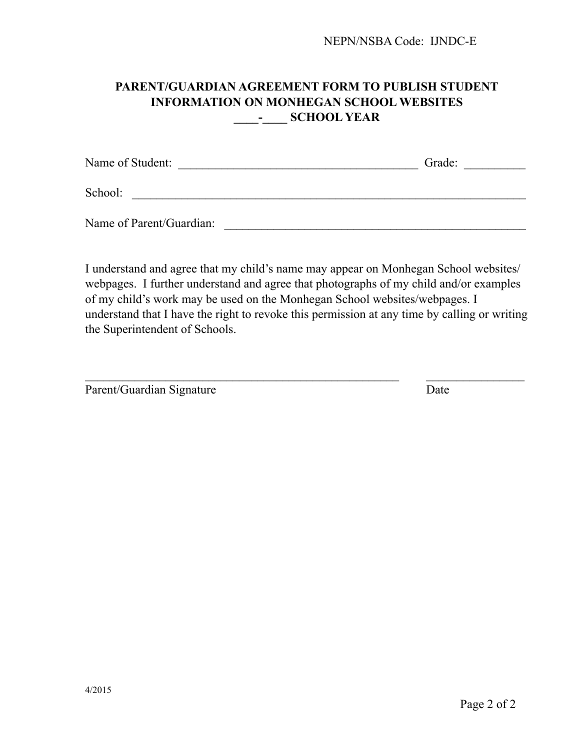NEPN/NSBA Code: IJNDC-E

**PARENT/GUARDIAN AGREEMENT FORM TO PUBLISH STUDENT INFORMATION ON MONHEGAN SCHOOL WEBSITES**
**____-____ SCHOOL YEAR**

Name of Student: ________________________________________ Grade: __________

School: ____________________________________________________________________

Name of Parent/Guardian: ___________________________________________________

I understand and agree that my child's name may appear on Monhegan School websites/ webpages. I further understand and agree that photographs of my child and/or examples of my child's work may be used on the Monhegan School websites/webpages. I understand that I have the right to revoke this permission at any time by calling or writing the Superintendent of Schools.

_______________________________________________________ ________________
Parent/Guardian Signature Date

4/2015